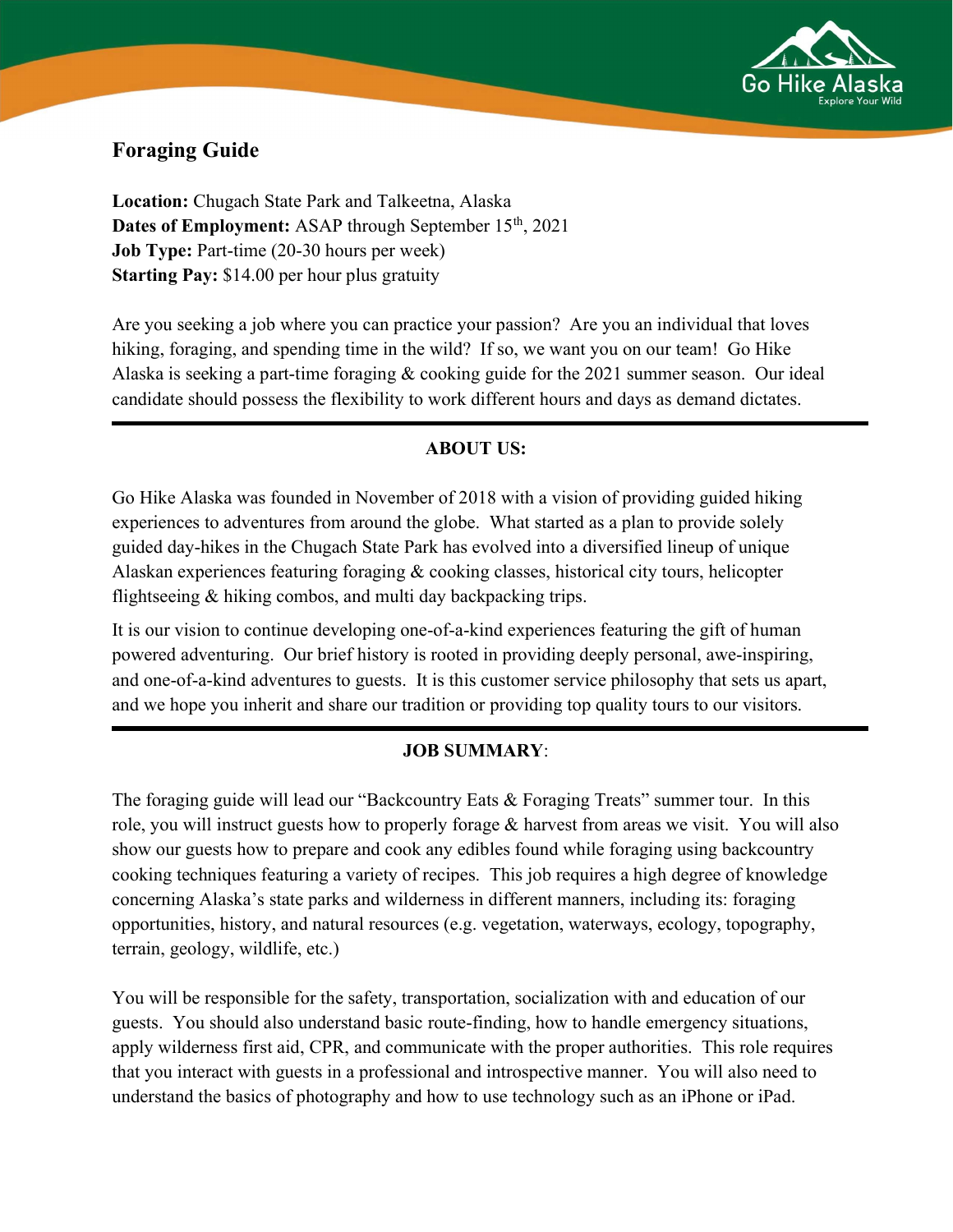Go Hike Alaska
Explore Your Wild

# Foraging Guide

**Location:** Chugach State Park and Talkeetna, Alaska
**Dates of Employment:** ASAP through September 15th, 2021
**Job Type:** Part-time (20-30 hours per week)
**Starting Pay:** $14.00 per hour plus gratuity

Are you seeking a job where you can practice your passion? Are you an individual that loves hiking, foraging, and spending time in the wild? If so, we want you on our team! Go Hike Alaska is seeking a part-time foraging & cooking guide for the 2021 summer season. Our ideal candidate should possess the flexibility to work different hours and days as demand dictates.

---

## ABOUT US:

Go Hike Alaska was founded in November of 2018 with a vision of providing guided hiking experiences to adventures from around the globe. What started as a plan to provide solely guided day-hikes in the Chugach State Park has evolved into a diversified lineup of unique Alaskan experiences featuring foraging & cooking classes, historical city tours, helicopter flightseeing & hiking combos, and multi day backpacking trips.

It is our vision to continue developing one-of-a-kind experiences featuring the gift of human powered adventuring. Our brief history is rooted in providing deeply personal, awe-inspiring, and one-of-a-kind adventures to guests. It is this customer service philosophy that sets us apart, and we hope you inherit and share our tradition or providing top quality tours to our visitors.

---

## JOB SUMMARY:

The foraging guide will lead our "Backcountry Eats & Foraging Treats" summer tour. In this role, you will instruct guests how to properly forage & harvest from areas we visit. You will also show our guests how to prepare and cook any edibles found while foraging using backcountry cooking techniques featuring a variety of recipes. This job requires a high degree of knowledge concerning Alaska's state parks and wilderness in different manners, including its: foraging opportunities, history, and natural resources (e.g. vegetation, waterways, ecology, topography, terrain, geology, wildlife, etc.)

You will be responsible for the safety, transportation, socialization with and education of our guests. You should also understand basic route-finding, how to handle emergency situations, apply wilderness first aid, CPR, and communicate with the proper authorities. This role requires that you interact with guests in a professional and introspective manner. You will also need to understand the basics of photography and how to use technology such as an iPhone or iPad.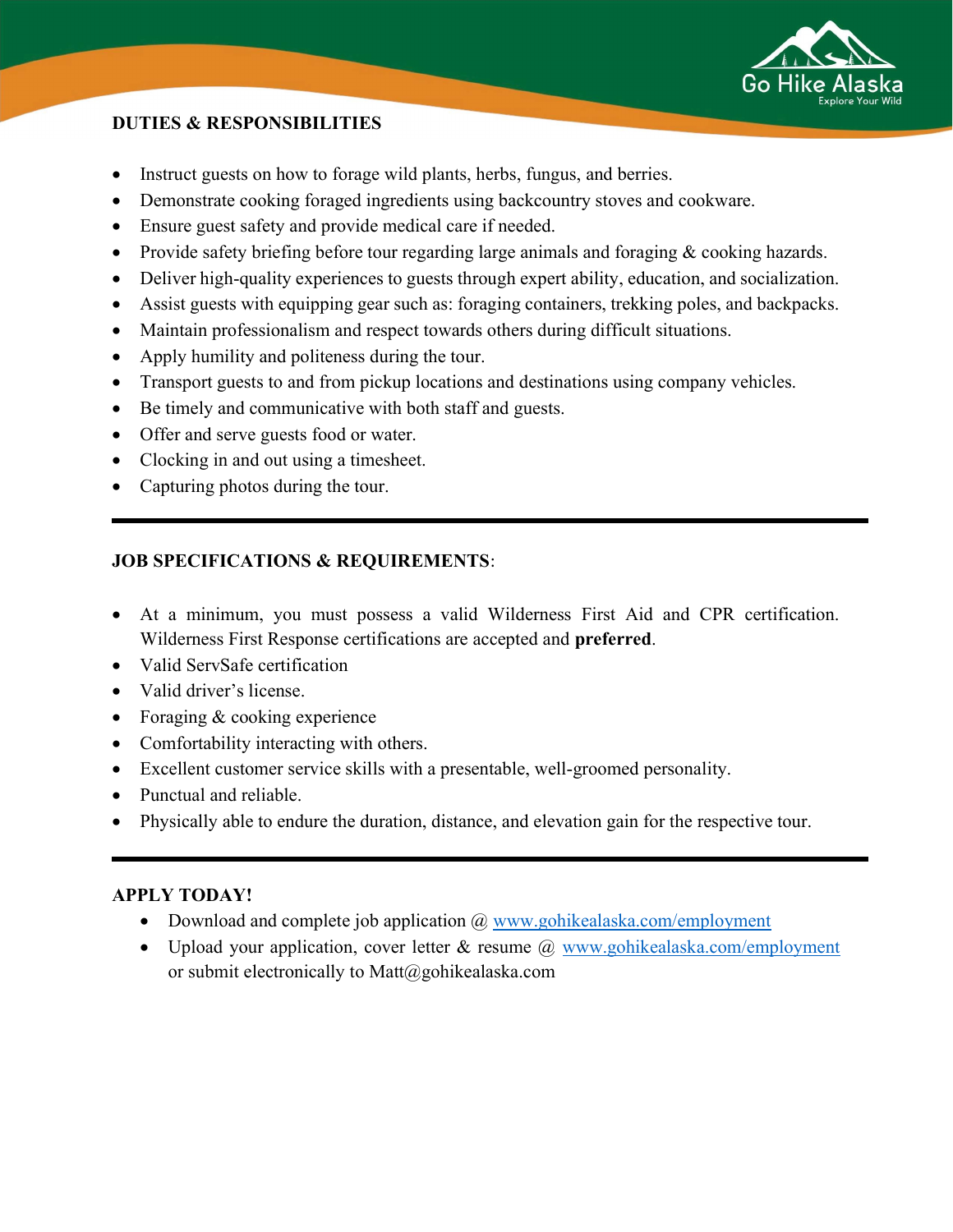**DUTIES & RESPONSIBILITIES**

- Instruct guests on how to forage wild plants, herbs, fungus, and berries.
- Demonstrate cooking foraged ingredients using backcountry stoves and cookware.
- Ensure guest safety and provide medical care if needed.
- Provide safety briefing before tour regarding large animals and foraging & cooking hazards.
- Deliver high-quality experiences to guests through expert ability, education, and socialization.
- Assist guests with equipping gear such as: foraging containers, trekking poles, and backpacks.
- Maintain professionalism and respect towards others during difficult situations.
- Apply humility and politeness during the tour.
- Transport guests to and from pickup locations and destinations using company vehicles.
- Be timely and communicative with both staff and guests.
- Offer and serve guests food or water.
- Clocking in and out using a timesheet.
- Capturing photos during the tour.

---

**JOB SPECIFICATIONS & REQUIREMENTS**:

- At a minimum, you must possess a valid Wilderness First Aid and CPR certification. Wilderness First Response certifications are accepted and **preferred**.
- Valid ServSafe certification
- Valid driver's license.
- Foraging & cooking experience
- Comfortability interacting with others.
- Excellent customer service skills with a presentable, well-groomed personality.
- Punctual and reliable.
- Physically able to endure the duration, distance, and elevation gain for the respective tour.

---

**APPLY TODAY!**

- Download and complete job application @ www.gohikealaska.com/employment
- Upload your application, cover letter & resume @ www.gohikealaska.com/employment or submit electronically to Matt@gohikealaska.com